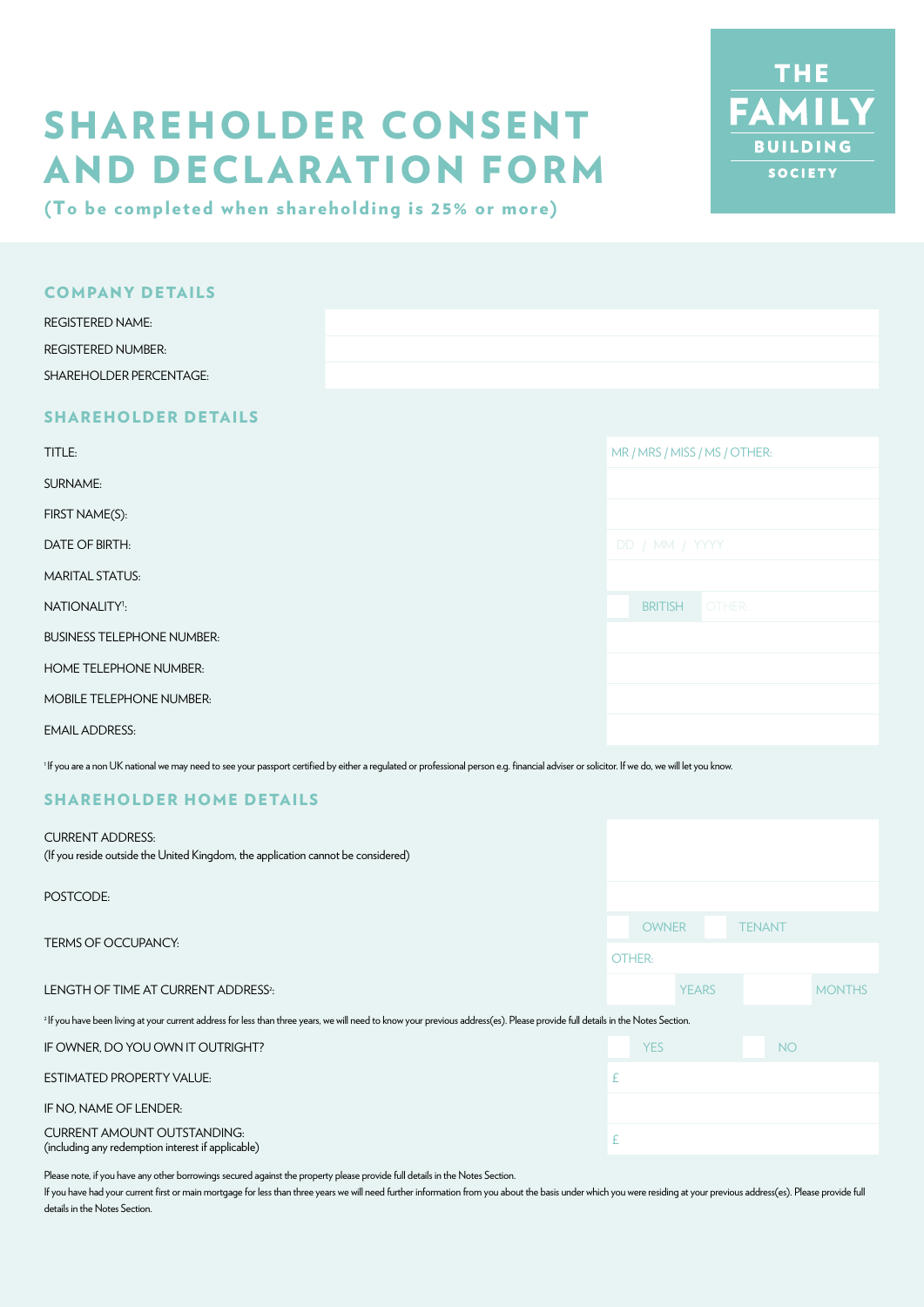# SHAREHOLDER CONSENT AND DECLARATION FORM

**(To be completed when shareholding is 25% or more)**

THE FAMILY BUILDING SOCIETY

## COMPANY DETAILS

| | |
|---|---|
| REGISTERED NAME: | |
| REGISTERED NUMBER: | |
| SHAREHOLDER PERCENTAGE: | |

## SHAREHOLDER DETAILS

| | |
|---|---|
| TITLE: | MR / MRS / MISS / MS / OTHER: |
| SURNAME: | |
| FIRST NAME(S): | |
| DATE OF BIRTH: | DD / MM / YYYY |
| MARITAL STATUS: | |
| NATIONALITY[1]: | ☐ BRITISH OTHER: |
| BUSINESS TELEPHONE NUMBER: | |
| HOME TELEPHONE NUMBER: | |
| MOBILE TELEPHONE NUMBER: | |
| EMAIL ADDRESS: | |

[1] If you are a non UK national we may need to see your passport certified by either a regulated or professional person e.g. financial adviser or solicitor. If we do, we will let you know.

## SHAREHOLDER HOME DETAILS

| | |
|---|---|
| CURRENT ADDRESS:<br>(If you reside outside the United Kingdom, the application cannot be considered) | |
| POSTCODE: | |
| TERMS OF OCCUPANCY: | ☐ OWNER ☐ TENANT<br>OTHER: |
| LENGTH OF TIME AT CURRENT ADDRESS[2]: | YEARS MONTHS |

[2] If you have been living at your current address for less than three years, we will need to know your previous address(es). Please provide full details in the Notes Section.

| | |
|---|---|
| IF OWNER, DO YOU OWN IT OUTRIGHT? | ☐ YES ☐ NO |
| ESTIMATED PROPERTY VALUE: | £ |
| IF NO, NAME OF LENDER: | |
| CURRENT AMOUNT OUTSTANDING:<br>(including any redemption interest if applicable) | £ |

Please note, if you have any other borrowings secured against the property please provide full details in the Notes Section.

If you have had your current first or main mortgage for less than three years we will need further information from you about the basis under which you were residing at your previous address(es). Please provide full details in the Notes Section.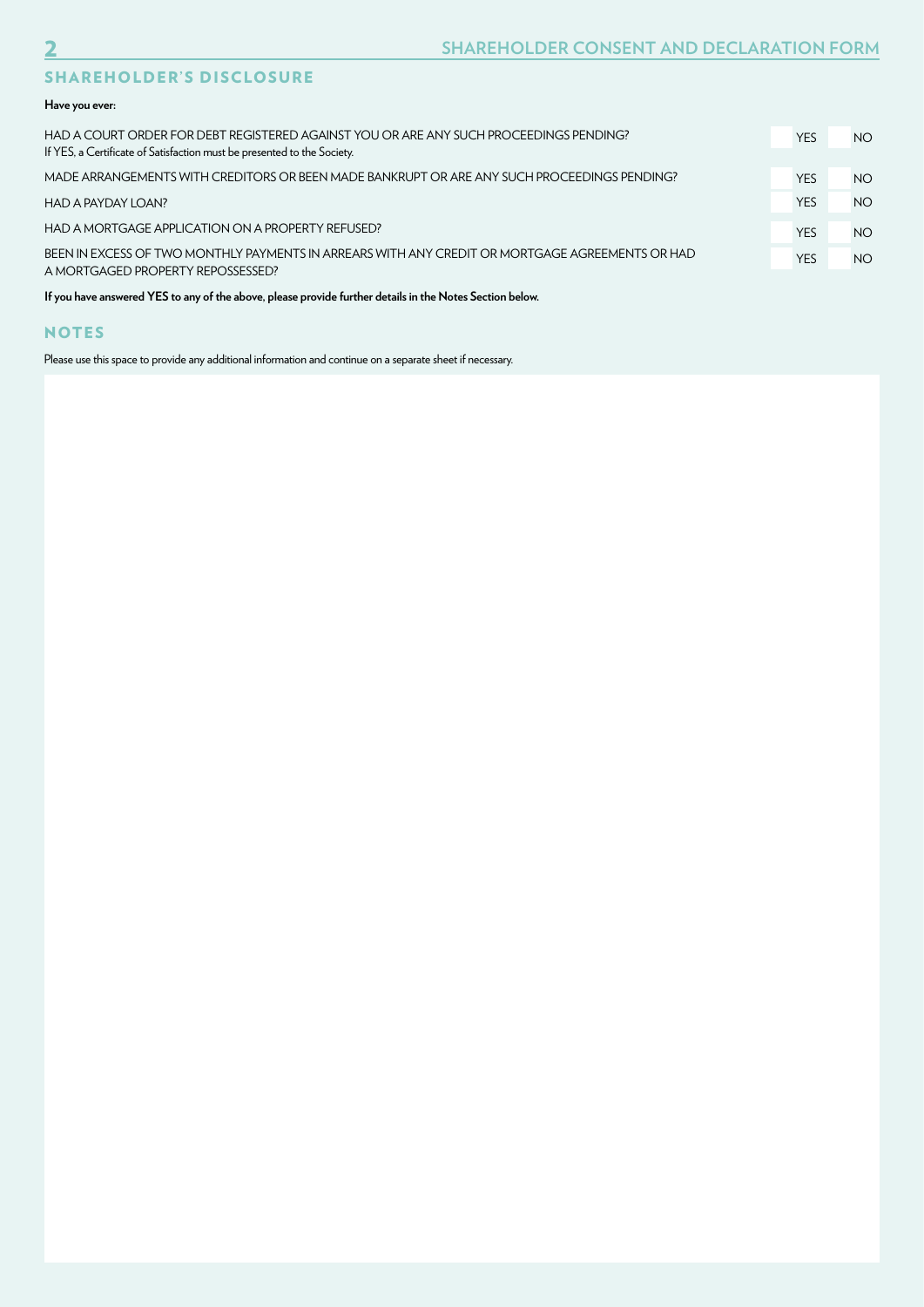## SHAREHOLDER'S DISCLOSURE

**Have you ever:**

| Question | YES | NO |
|---|---|---|
| HAD A COURT ORDER FOR DEBT REGISTERED AGAINST YOU OR ARE ANY SUCH PROCEEDINGS PENDING? If YES, a Certificate of Satisfaction must be presented to the Society. | YES | NO |
| MADE ARRANGEMENTS WITH CREDITORS OR BEEN MADE BANKRUPT OR ARE ANY SUCH PROCEEDINGS PENDING? | YES | NO |
| HAD A PAYDAY LOAN? | YES | NO |
| HAD A MORTGAGE APPLICATION ON A PROPERTY REFUSED? | YES | NO |
| BEEN IN EXCESS OF TWO MONTHLY PAYMENTS IN ARREARS WITH ANY CREDIT OR MORTGAGE AGREEMENTS OR HAD A MORTGAGED PROPERTY REPOSSESSED? | YES | NO |

**If you have answered YES to any of the above, please provide further details in the Notes Section below.**

## NOTES

Please use this space to provide any additional information and continue on a separate sheet if necessary.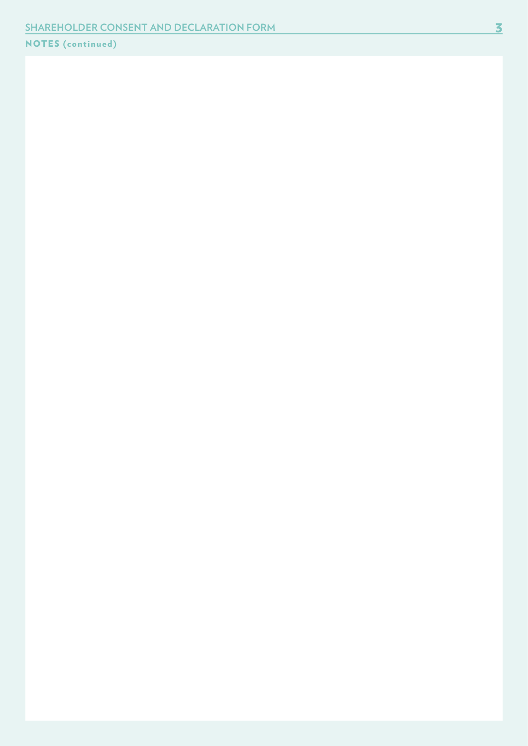## NOTES (continued)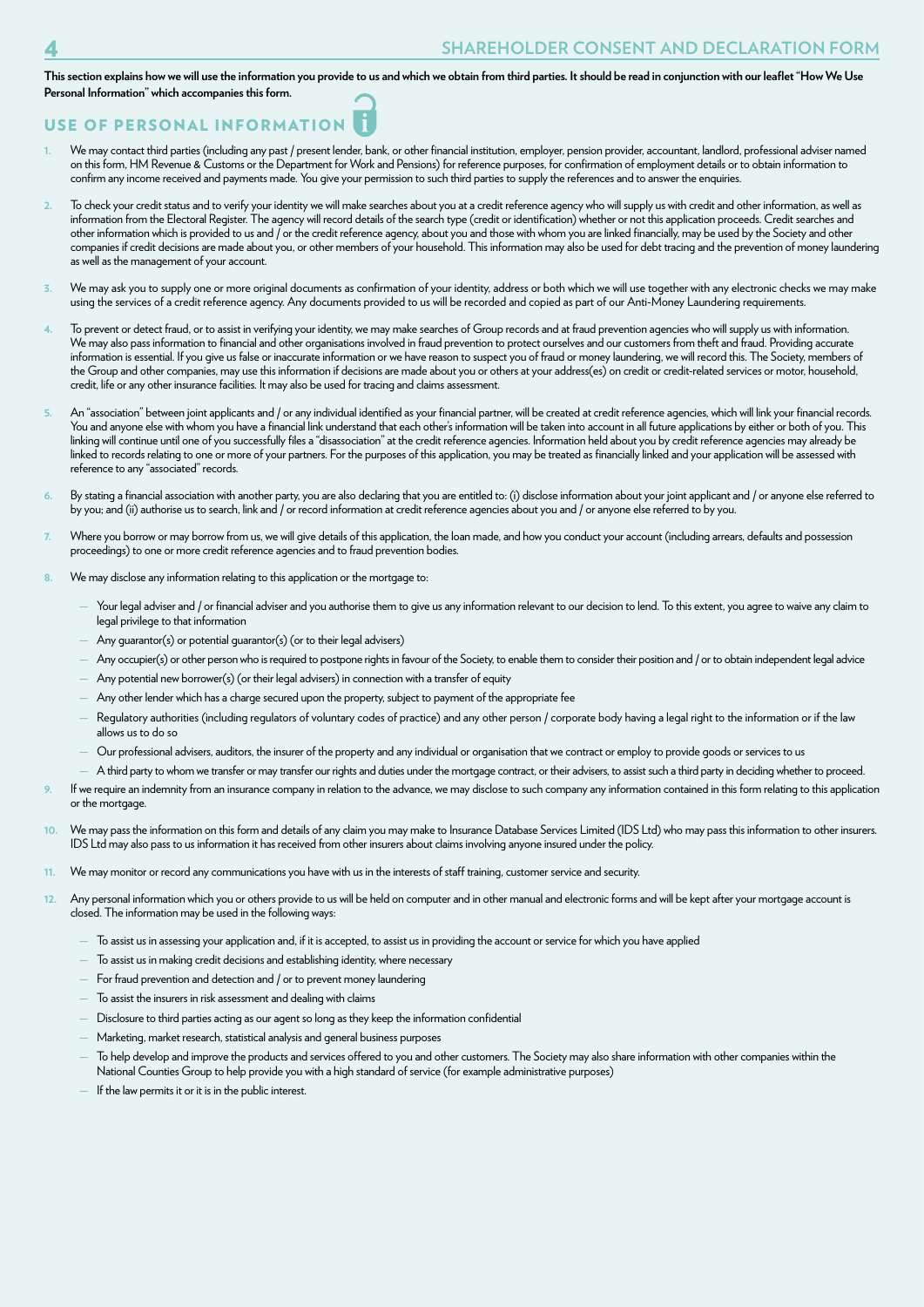This section explains how we will use the information you provide to us and which we obtain from third parties. It should be read in conjunction with our leaflet "How We Use Personal Information" which accompanies this form.

## USE OF PERSONAL INFORMATION

1. We may contact third parties (including any past / present lender, bank, or other financial institution, employer, pension provider, accountant, landlord, professional adviser named on this form, HM Revenue & Customs or the Department for Work and Pensions) for reference purposes, for confirmation of employment details or to obtain information to confirm any income received and payments made. You give your permission to such third parties to supply the references and to answer the enquiries.

2. To check your credit status and to verify your identity we will make searches about you at a credit reference agency who will supply us with credit and other information, as well as information from the Electoral Register. The agency will record details of the search type (credit or identification) whether or not this application proceeds. Credit searches and other information which is provided to us and / or the credit reference agency, about you and those with whom you are linked financially, may be used by the Society and other companies if credit decisions are made about you, or other members of your household. This information may also be used for debt tracing and the prevention of money laundering as well as the management of your account.

3. We may ask you to supply one or more original documents as confirmation of your identity, address or both which we will use together with any electronic checks we may make using the services of a credit reference agency. Any documents provided to us will be recorded and copied as part of our Anti-Money Laundering requirements.

4. To prevent or detect fraud, or to assist in verifying your identity, we may make searches of Group records and at fraud prevention agencies who will supply us with information. We may also pass information to financial and other organisations involved in fraud prevention to protect ourselves and our customers from theft and fraud. Providing accurate information is essential. If you give us false or inaccurate information or we have reason to suspect you of fraud or money laundering, we will record this. The Society, members of the Group and other companies, may use this information if decisions are made about you or others at your address(es) on credit or credit-related services or motor, household, credit, life or any other insurance facilities. It may also be used for tracing and claims assessment.

5. An "association" between joint applicants and / or any individual identified as your financial partner, will be created at credit reference agencies, which will link your financial records. You and anyone else with whom you have a financial link understand that each other's information will be taken into account in all future applications by either or both of you. This linking will continue until one of you successfully files a "disassociation" at the credit reference agencies. Information held about you by credit reference agencies may already be linked to records relating to one or more of your partners. For the purposes of this application, you may be treated as financially linked and your application will be assessed with reference to any "associated" records.

6. By stating a financial association with another party, you are also declaring that you are entitled to: (i) disclose information about your joint applicant and / or anyone else referred to by you; and (ii) authorise us to search, link and / or record information at credit reference agencies about you and / or anyone else referred to by you.

7. Where you borrow or may borrow from us, we will give details of this application, the loan made, and how you conduct your account (including arrears, defaults and possession proceedings) to one or more credit reference agencies and to fraud prevention bodies.

8. We may disclose any information relating to this application or the mortgage to:
   - Your legal adviser and / or financial adviser and you authorise them to give us any information relevant to our decision to lend. To this extent, you agree to waive any claim to legal privilege to that information
   - Any guarantor(s) or potential guarantor(s) (or to their legal advisers)
   - Any occupier(s) or other person who is required to postpone rights in favour of the Society, to enable them to consider their position and / or to obtain independent legal advice
   - Any potential new borrower(s) (or their legal advisers) in connection with a transfer of equity
   - Any other lender which has a charge secured upon the property, subject to payment of the appropriate fee
   - Regulatory authorities (including regulators of voluntary codes of practice) and any other person / corporate body having a legal right to the information or if the law allows us to do so
   - Our professional advisers, auditors, the insurer of the property and any individual or organisation that we contract or employ to provide goods or services to us
   - A third party to whom we transfer or may transfer our rights and duties under the mortgage contract, or their advisers, to assist such a third party in deciding whether to proceed.

9. If we require an indemnity from an insurance company in relation to the advance, we may disclose to such company any information contained in this form relating to this application or the mortgage.

10. We may pass the information on this form and details of any claim you may make to Insurance Database Services Limited (IDS Ltd) who may pass this information to other insurers. IDS Ltd may also pass to us information it has received from other insurers about claims involving anyone insured under the policy.

11. We may monitor or record any communications you have with us in the interests of staff training, customer service and security.

12. Any personal information which you or others provide to us will be held on computer and in other manual and electronic forms and will be kept after your mortgage account is closed. The information may be used in the following ways:
   - To assist us in assessing your application and, if it is accepted, to assist us in providing the account or service for which you have applied
   - To assist us in making credit decisions and establishing identity, where necessary
   - For fraud prevention and detection and / or to prevent money laundering
   - To assist the insurers in risk assessment and dealing with claims
   - Disclosure to third parties acting as our agent so long as they keep the information confidential
   - Marketing, market research, statistical analysis and general business purposes
   - To help develop and improve the products and services offered to you and other customers. The Society may also share information with other companies within the National Counties Group to help provide you with a high standard of service (for example administrative purposes)
   - If the law permits it or it is in the public interest.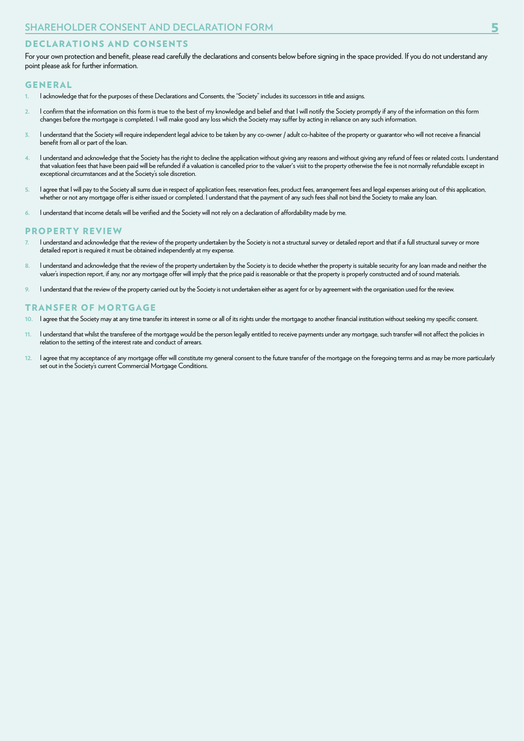# SHAREHOLDER CONSENT AND DECLARATION FORM

## DECLARATIONS AND CONSENTS

For your own protection and benefit, please read carefully the declarations and consents below before signing in the space provided. If you do not understand any point please ask for further information.

### GENERAL

1. I acknowledge that for the purposes of these Declarations and Consents, the "Society" includes its successors in title and assigns.
2. I confirm that the information on this form is true to the best of my knowledge and belief and that I will notify the Society promptly if any of the information on this form changes before the mortgage is completed. I will make good any loss which the Society may suffer by acting in reliance on any such information.
3. I understand that the Society will require independent legal advice to be taken by any co-owner / adult co-habitee of the property or guarantor who will not receive a financial benefit from all or part of the loan.
4. I understand and acknowledge that the Society has the right to decline the application without giving any reasons and without giving any refund of fees or related costs. I understand that valuation fees that have been paid will be refunded if a valuation is cancelled prior to the valuer's visit to the property otherwise the fee is not normally refundable except in exceptional circumstances and at the Society's sole discretion.
5. I agree that I will pay to the Society all sums due in respect of application fees, reservation fees, product fees, arrangement fees and legal expenses arising out of this application, whether or not any mortgage offer is either issued or completed. I understand that the payment of any such fees shall not bind the Society to make any loan.
6. I understand that income details will be verified and the Society will not rely on a declaration of affordability made by me.

### PROPERTY REVIEW

7. I understand and acknowledge that the review of the property undertaken by the Society is not a structural survey or detailed report and that if a full structural survey or more detailed report is required it must be obtained independently at my expense.
8. I understand and acknowledge that the review of the property undertaken by the Society is to decide whether the property is suitable security for any loan made and neither the valuer's inspection report, if any, nor any mortgage offer will imply that the price paid is reasonable or that the property is properly constructed and of sound materials.
9. I understand that the review of the property carried out by the Society is not undertaken either as agent for or by agreement with the organisation used for the review.

### TRANSFER OF MORTGAGE

10. I agree that the Society may at any time transfer its interest in some or all of its rights under the mortgage to another financial institution without seeking my specific consent.
11. I understand that whilst the transferee of the mortgage would be the person legally entitled to receive payments under any mortgage, such transfer will not affect the policies in relation to the setting of the interest rate and conduct of arrears.
12. I agree that my acceptance of any mortgage offer will constitute my general consent to the future transfer of the mortgage on the foregoing terms and as may be more particularly set out in the Society's current Commercial Mortgage Conditions.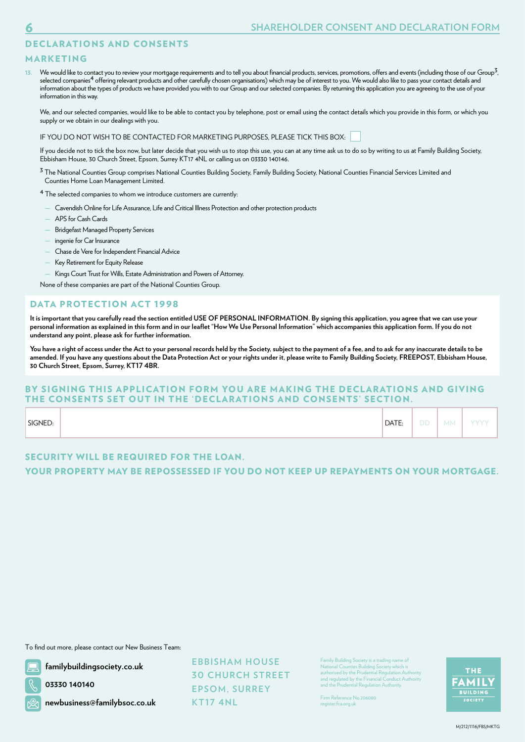## DECLARATIONS AND CONSENTS

### MARKETING

13. We would like to contact you to review your mortgage requirements and to tell you about financial products, services, promotions, offers and events (including those of our Group[3], selected companies[4] offering relevant products and other carefully chosen organisations) which may be of interest to you. We would also like to pass your contact details and information about the types of products we have provided you with to our Group and our selected companies. By returning this application you are agreeing to the use of your information in this way.

    We, and our selected companies, would like to be able to contact you by telephone, post or email using the contact details which you provide in this form, or which you supply or we obtain in our dealings with you.

    IF YOU DO NOT WISH TO BE CONTACTED FOR MARKETING PURPOSES, PLEASE TICK THIS BOX: ☐

    If you decide not to tick the box now, but later decide that you wish us to stop this use, you can at any time ask us to do so by writing to us at Family Building Society, Ebbisham House, 30 Church Street, Epsom, Surrey KT17 4NL or calling us on 03330 140146.

    [3] The National Counties Group comprises National Counties Building Society, Family Building Society, National Counties Financial Services Limited and Counties Home Loan Management Limited.

    [4] The selected companies to whom we introduce customers are currently:

    - Cavendish Online for Life Assurance, Life and Critical Illness Protection and other protection products
    - APS for Cash Cards
    - Bridgefast Managed Property Services
    - ingenie for Car Insurance
    - Chase de Vere for Independent Financial Advice
    - Key Retirement for Equity Release
    - Kings Court Trust for Wills, Estate Administration and Powers of Attorney.

    None of these companies are part of the National Counties Group.

### DATA PROTECTION ACT 1998

**It is important that you carefully read the section entitled USE OF PERSONAL INFORMATION. By signing this application, you agree that we can use your personal information as explained in this form and in our leaflet "How We Use Personal Information" which accompanies this application form. If you do not understand any point, please ask for further information.**

**You have a right of access under the Act to your personal records held by the Society, subject to the payment of a fee, and to ask for any inaccurate details to be amended. If you have any questions about the Data Protection Act or your rights under it, please write to Family Building Society, FREEPOST, Ebbisham House, 30 Church Street, Epsom, Surrey, KT17 4BR.**

### BY SIGNING THIS APPLICATION FORM YOU ARE MAKING THE DECLARATIONS AND GIVING THE CONSENTS SET OUT IN THE 'DECLARATIONS AND CONSENTS' SECTION.

| | | | | | |
|---|---|---|---|---|---|
| SIGNED: | | DATE: | DD | MM | YYYY |

### SECURITY WILL BE REQUIRED FOR THE LOAN.

### YOUR PROPERTY MAY BE REPOSSESSED IF YOU DO NOT KEEP UP REPAYMENTS ON YOUR MORTGAGE.

To find out more, please contact our New Business Team:

familybuildingsociety.co.uk

03330 140140

newbusiness@familybsoc.co.uk

EBBISHAM HOUSE
30 CHURCH STREET
EPSOM, SURREY
KT17 4NL

Family Building Society is a trading name of National Counties Building Society which is authorised by the Prudential Regulation Authority and regulated by the Financial Conduct Authority and the Prudential Regulation Authority.

Firm Reference No.206080
register.fca.org.uk

THE FAMILY BUILDING SOCIETY

M/212/1116/FBS/MKTG